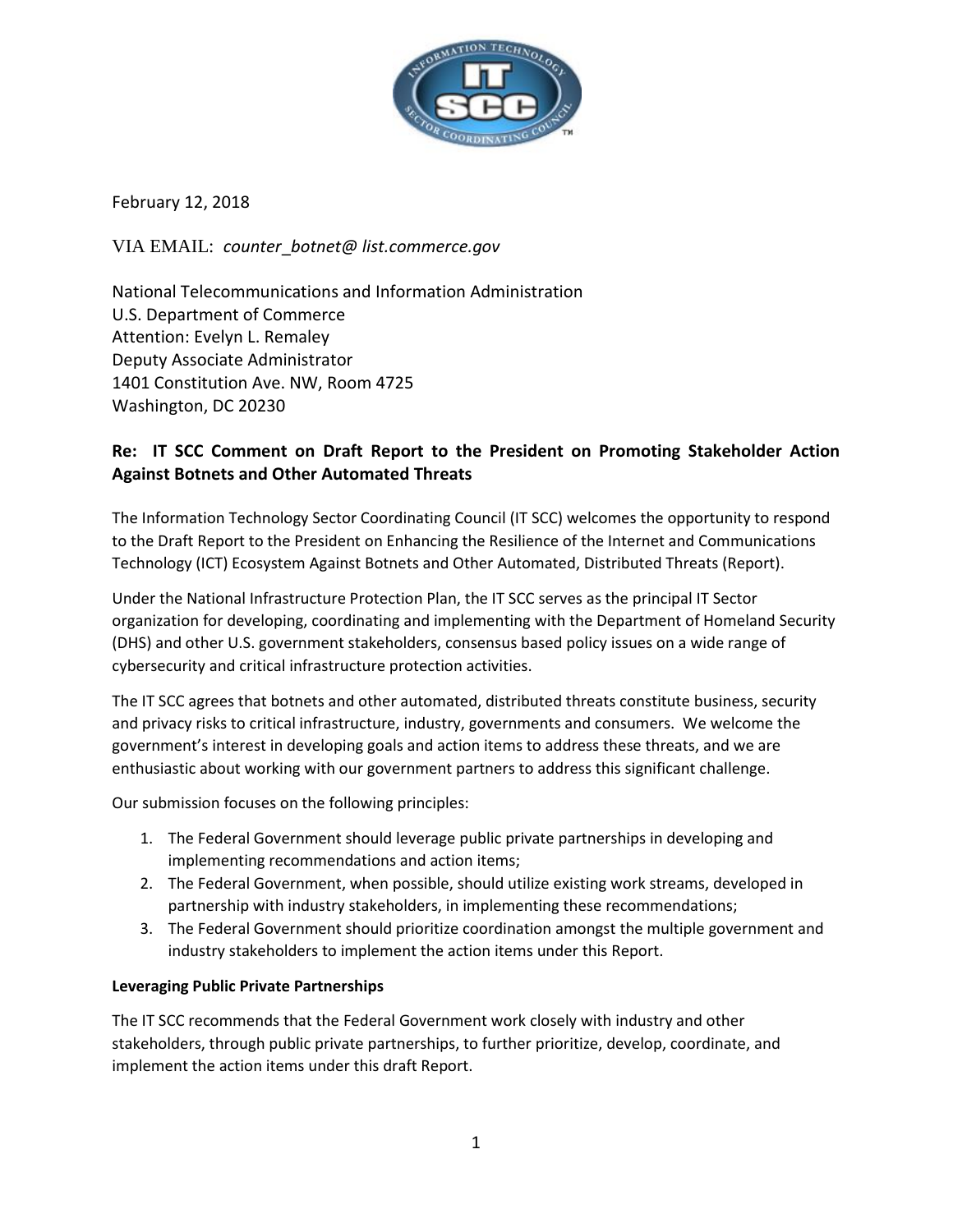February 12, 2018

VIA EMAIL: *counter_botnet@ list.commerce.gov*

National Telecommunications and Information Administration
U.S. Department of Commerce
Attention: Evelyn L. Remaley
Deputy Associate Administrator
1401 Constitution Ave. NW, Room 4725
Washington, DC 20230

**Re: IT SCC Comment on Draft Report to the President on Promoting Stakeholder Action Against Botnets and Other Automated Threats**

The Information Technology Sector Coordinating Council (IT SCC) welcomes the opportunity to respond to the Draft Report to the President on Enhancing the Resilience of the Internet and Communications Technology (ICT) Ecosystem Against Botnets and Other Automated, Distributed Threats (Report).

Under the National Infrastructure Protection Plan, the IT SCC serves as the principal IT Sector organization for developing, coordinating and implementing with the Department of Homeland Security (DHS) and other U.S. government stakeholders, consensus based policy issues on a wide range of cybersecurity and critical infrastructure protection activities.

The IT SCC agrees that botnets and other automated, distributed threats constitute business, security and privacy risks to critical infrastructure, industry, governments and consumers. We welcome the government's interest in developing goals and action items to address these threats, and we are enthusiastic about working with our government partners to address this significant challenge.

Our submission focuses on the following principles:

1. The Federal Government should leverage public private partnerships in developing and implementing recommendations and action items;
2. The Federal Government, when possible, should utilize existing work streams, developed in partnership with industry stakeholders, in implementing these recommendations;
3. The Federal Government should prioritize coordination amongst the multiple government and industry stakeholders to implement the action items under this Report.

**Leveraging Public Private Partnerships**

The IT SCC recommends that the Federal Government work closely with industry and other stakeholders, through public private partnerships, to further prioritize, develop, coordinate, and implement the action items under this draft Report.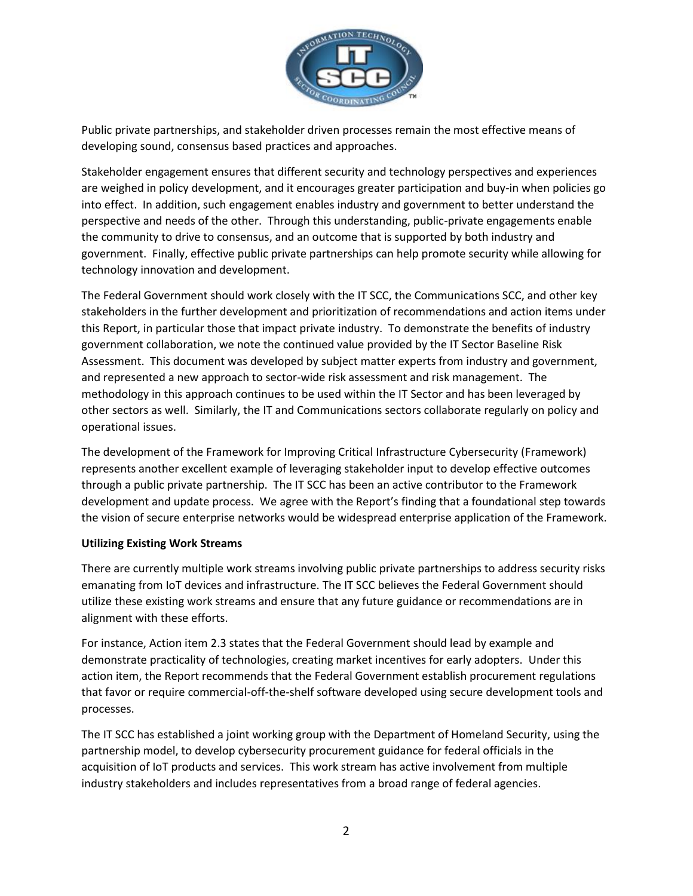Public private partnerships, and stakeholder driven processes remain the most effective means of developing sound, consensus based practices and approaches.

Stakeholder engagement ensures that different security and technology perspectives and experiences are weighed in policy development, and it encourages greater participation and buy-in when policies go into effect. In addition, such engagement enables industry and government to better understand the perspective and needs of the other. Through this understanding, public-private engagements enable the community to drive to consensus, and an outcome that is supported by both industry and government. Finally, effective public private partnerships can help promote security while allowing for technology innovation and development.

The Federal Government should work closely with the IT SCC, the Communications SCC, and other key stakeholders in the further development and prioritization of recommendations and action items under this Report, in particular those that impact private industry. To demonstrate the benefits of industry government collaboration, we note the continued value provided by the IT Sector Baseline Risk Assessment. This document was developed by subject matter experts from industry and government, and represented a new approach to sector-wide risk assessment and risk management. The methodology in this approach continues to be used within the IT Sector and has been leveraged by other sectors as well. Similarly, the IT and Communications sectors collaborate regularly on policy and operational issues.

The development of the Framework for Improving Critical Infrastructure Cybersecurity (Framework) represents another excellent example of leveraging stakeholder input to develop effective outcomes through a public private partnership. The IT SCC has been an active contributor to the Framework development and update process. We agree with the Report's finding that a foundational step towards the vision of secure enterprise networks would be widespread enterprise application of the Framework.

**Utilizing Existing Work Streams**

There are currently multiple work streams involving public private partnerships to address security risks emanating from IoT devices and infrastructure. The IT SCC believes the Federal Government should utilize these existing work streams and ensure that any future guidance or recommendations are in alignment with these efforts.

For instance, Action item 2.3 states that the Federal Government should lead by example and demonstrate practicality of technologies, creating market incentives for early adopters. Under this action item, the Report recommends that the Federal Government establish procurement regulations that favor or require commercial-off-the-shelf software developed using secure development tools and processes.

The IT SCC has established a joint working group with the Department of Homeland Security, using the partnership model, to develop cybersecurity procurement guidance for federal officials in the acquisition of IoT products and services. This work stream has active involvement from multiple industry stakeholders and includes representatives from a broad range of federal agencies.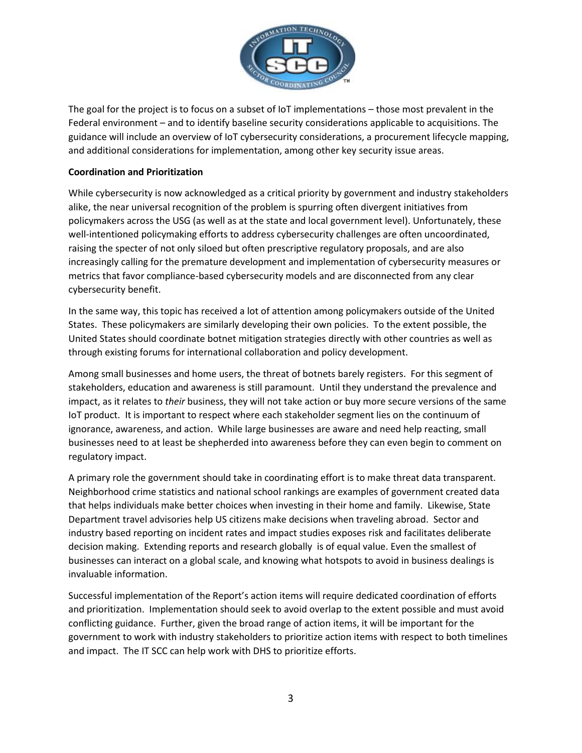The goal for the project is to focus on a subset of IoT implementations – those most prevalent in the Federal environment – and to identify baseline security considerations applicable to acquisitions. The guidance will include an overview of IoT cybersecurity considerations, a procurement lifecycle mapping, and additional considerations for implementation, among other key security issue areas.

**Coordination and Prioritization**

While cybersecurity is now acknowledged as a critical priority by government and industry stakeholders alike, the near universal recognition of the problem is spurring often divergent initiatives from policymakers across the USG (as well as at the state and local government level). Unfortunately, these well-intentioned policymaking efforts to address cybersecurity challenges are often uncoordinated, raising the specter of not only siloed but often prescriptive regulatory proposals, and are also increasingly calling for the premature development and implementation of cybersecurity measures or metrics that favor compliance-based cybersecurity models and are disconnected from any clear cybersecurity benefit.

In the same way, this topic has received a lot of attention among policymakers outside of the United States. These policymakers are similarly developing their own policies. To the extent possible, the United States should coordinate botnet mitigation strategies directly with other countries as well as through existing forums for international collaboration and policy development.

Among small businesses and home users, the threat of botnets barely registers. For this segment of stakeholders, education and awareness is still paramount. Until they understand the prevalence and impact, as it relates to *their* business, they will not take action or buy more secure versions of the same IoT product. It is important to respect where each stakeholder segment lies on the continuum of ignorance, awareness, and action. While large businesses are aware and need help reacting, small businesses need to at least be shepherded into awareness before they can even begin to comment on regulatory impact.

A primary role the government should take in coordinating effort is to make threat data transparent. Neighborhood crime statistics and national school rankings are examples of government created data that helps individuals make better choices when investing in their home and family. Likewise, State Department travel advisories help US citizens make decisions when traveling abroad. Sector and industry based reporting on incident rates and impact studies exposes risk and facilitates deliberate decision making. Extending reports and research globally is of equal value. Even the smallest of businesses can interact on a global scale, and knowing what hotspots to avoid in business dealings is invaluable information.

Successful implementation of the Report's action items will require dedicated coordination of efforts and prioritization. Implementation should seek to avoid overlap to the extent possible and must avoid conflicting guidance. Further, given the broad range of action items, it will be important for the government to work with industry stakeholders to prioritize action items with respect to both timelines and impact. The IT SCC can help work with DHS to prioritize efforts.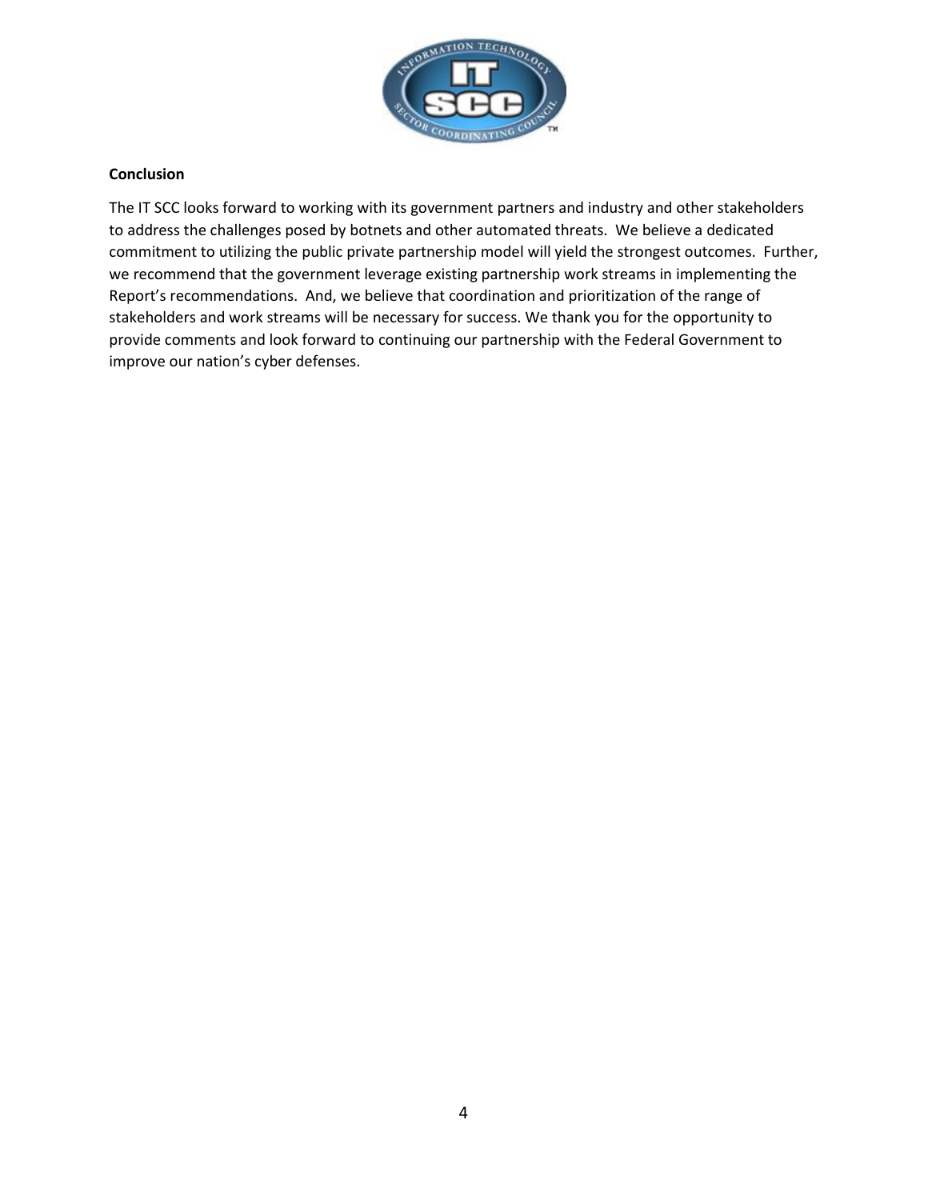**Conclusion**

The IT SCC looks forward to working with its government partners and industry and other stakeholders to address the challenges posed by botnets and other automated threats.  We believe a dedicated commitment to utilizing the public private partnership model will yield the strongest outcomes.  Further, we recommend that the government leverage existing partnership work streams in implementing the Report's recommendations.  And, we believe that coordination and prioritization of the range of stakeholders and work streams will be necessary for success. We thank you for the opportunity to provide comments and look forward to continuing our partnership with the Federal Government to improve our nation's cyber defenses.